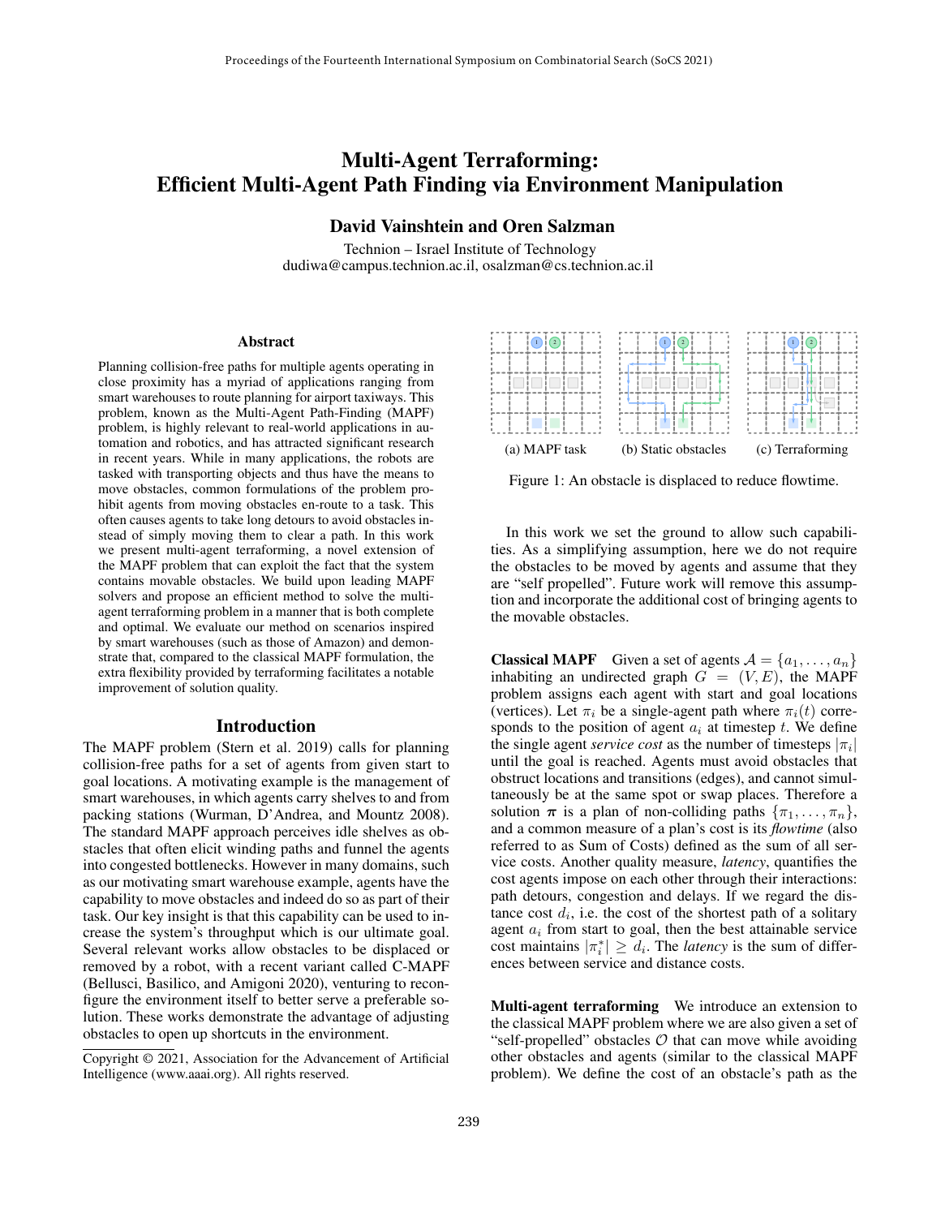# Multi-Agent Terraforming: Efficient Multi-Agent Path Finding via Environment Manipulation

**David Vainshtein and Oren Salzman**

Technion – Israel Institute of Technology
dudiwa@campus.technion.ac.il, osalzman@cs.technion.ac.il

## Abstract

Planning collision-free paths for multiple agents operating in close proximity has a myriad of applications ranging from smart warehouses to route planning for airport taxiways. This problem, known as the Multi-Agent Path-Finding (MAPF) problem, is highly relevant to real-world applications in automation and robotics, and has attracted significant research in recent years. While in many applications, the robots are tasked with transporting objects and thus have the means to move obstacles, common formulations of the problem prohibit agents from moving obstacles en-route to a task. This often causes agents to take long detours to avoid obstacles instead of simply moving them to clear a path. In this work we present multi-agent terraforming, a novel extension of the MAPF problem that can exploit the fact that the system contains movable obstacles. We build upon leading MAPF solvers and propose an efficient method to solve the multi-agent terraforming problem in a manner that is both complete and optimal. We evaluate our method on scenarios inspired by smart warehouses (such as those of Amazon) and demonstrate that, compared to the classical MAPF formulation, the extra flexibility provided by terraforming facilitates a notable improvement of solution quality.

## Introduction

The MAPF problem (Stern et al. 2019) calls for planning collision-free paths for a set of agents from given start to goal locations. A motivating example is the management of smart warehouses, in which agents carry shelves to and from packing stations (Wurman, D'Andrea, and Mountz 2008). The standard MAPF approach perceives idle shelves as obstacles that often elicit winding paths and funnel the agents into congested bottlenecks. However in many domains, such as our motivating smart warehouse example, agents have the capability to move obstacles and indeed do so as part of their task. Our key insight is that this capability can be used to increase the system's throughput which is our ultimate goal. Several relevant works allow obstacles to be displaced or removed by a robot, with a recent variant called C-MAPF (Bellusci, Basilico, and Amigoni 2020), venturing to reconfigure the environment itself to better serve a preferable solution. These works demonstrate the advantage of adjusting obstacles to open up shortcuts in the environment.

Copyright © 2021, Association for the Advancement of Artificial Intelligence (www.aaai.org). All rights reserved.

(a) MAPF task (b) Static obstacles (c) Terraforming

Figure 1: An obstacle is displaced to reduce flowtime.

In this work we set the ground to allow such capabilities. As a simplifying assumption, here we do not require the obstacles to be moved by agents and assume that they are "self propelled". Future work will remove this assumption and incorporate the additional cost of bringing agents to the movable obstacles.

**Classical MAPF** Given a set of agents $\mathcal{A} = \{a_1, \dots, a_n\}$ inhabiting an undirected graph $G = (V, E)$, the MAPF problem assigns each agent with start and goal locations (vertices). Let $\pi_i$ be a single-agent path where $\pi_i(t)$ corresponds to the position of agent $a_i$ at timestep $t$. We define the single agent *service cost* as the number of timesteps $|\pi_i|$ until the goal is reached. Agents must avoid obstacles that obstruct locations and transitions (edges), and cannot simultaneously be at the same spot or swap places. Therefore a solution $\boldsymbol{\pi}$ is a plan of non-colliding paths $\{\pi_1, \dots, \pi_n\}$, and a common measure of a plan's cost is its *flowtime* (also referred to as Sum of Costs) defined as the sum of all service costs. Another quality measure, *latency*, quantifies the cost agents impose on each other through their interactions: path detours, congestion and delays. If we regard the distance cost $d_i$, i.e. the cost of the shortest path of a solitary agent $a_i$ from start to goal, then the best attainable service cost maintains $|\pi_i^*| \geq d_i$. The *latency* is the sum of differences between service and distance costs.

**Multi-agent terraforming** We introduce an extension to the classical MAPF problem where we are also given a set of "self-propelled" obstacles $\mathcal{O}$ that can move while avoiding other obstacles and agents (similar to the classical MAPF problem). We define the cost of an obstacle's path as the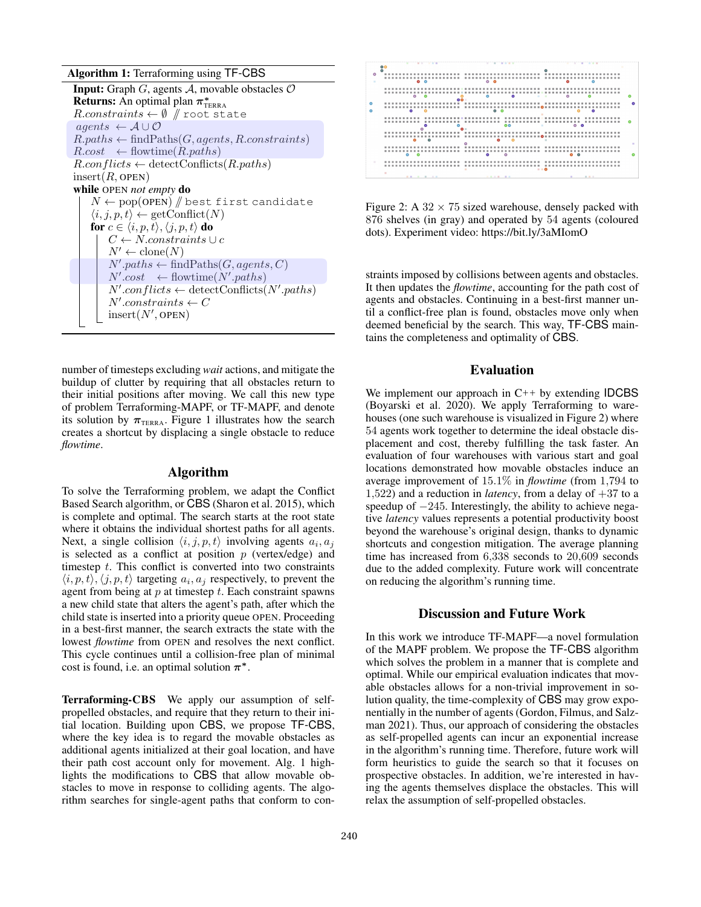**Algorithm 1:** Terraforming using TF-CBS

```
Input: Graph G, agents A, movable obstacles O
Returns: An optimal plan π*_TERRA
R.constraints ← ∅ // root state
agents ← A ∪ O
R.paths ← findPaths(G, agents, R.constraints)
R.cost ← flowtime(R.paths)
R.conflicts ← detectConflicts(R.paths)
insert(R, OPEN)
while OPEN not empty do
    N ← pop(OPEN) // best first candidate
    ⟨i, j, p, t⟩ ← getConflict(N)
    for c ∈ ⟨i, p, t⟩, ⟨j, p, t⟩ do
        C ← N.constraints ∪ c
        N' ← clone(N)
        N'.paths ← findPaths(G, agents, C)
        N'.cost ← flowtime(N'.paths)
        N'.conflicts ← detectConflicts(N'.paths)
        N'.constraints ← C
        insert(N', OPEN)
```

number of timesteps excluding *wait* actions, and mitigate the buildup of clutter by requiring that all obstacles return to their initial positions after moving. We call this new type of problem Terraforming-MAPF, or TF-MAPF, and denote its solution by $\pi_{\text{TERRA}}$. Figure 1 illustrates how the search creates a shortcut by displacing a single obstacle to reduce *flowtime*.

## Algorithm

To solve the Terraforming problem, we adapt the Conflict Based Search algorithm, or CBS (Sharon et al. 2015), which is complete and optimal. The search starts at the root state where it obtains the individual shortest paths for all agents. Next, a single collision $\langle i, j, p, t\rangle$ involving agents $a_i, a_j$ is selected as a conflict at position $p$ (vertex/edge) and timestep $t$. This conflict is converted into two constraints $\langle i, p, t\rangle, \langle j, p, t\rangle$ targeting $a_i, a_j$ respectively, to prevent the agent from being at $p$ at timestep $t$. Each constraint spawns a new child state that alters the agent's path, after which the child state is inserted into a priority queue OPEN. Proceeding in a best-first manner, the search extracts the state with the lowest *flowtime* from OPEN and resolves the next conflict. This cycle continues until a collision-free plan of minimal cost is found, i.e. an optimal solution $\pi^*$.

**Terraforming-CBS** We apply our assumption of self-propelled obstacles, and require that they return to their initial location. Building upon CBS, we propose TF-CBS, where the key idea is to regard the movable obstacles as additional agents initialized at their goal location, and have their path cost account only for movement. Alg. 1 highlights the modifications to CBS that allow movable obstacles to move in response to colliding agents. The algorithm searches for single-agent paths that conform to constraints imposed by collisions between agents and obstacles. It then updates the *flowtime*, accounting for the path cost of agents and obstacles. Continuing in a best-first manner until a conflict-free plan is found, obstacles move only when deemed beneficial by the search. This way, TF-CBS maintains the completeness and optimality of CBS.

Figure 2: A $32 \times 75$ sized warehouse, densely packed with 876 shelves (in gray) and operated by 54 agents (coloured dots). Experiment video: https://bit.ly/3aMIomO

## Evaluation

We implement our approach in C++ by extending IDCBS (Boyarski et al. 2020). We apply Terraforming to warehouses (one such warehouse is visualized in Figure 2) where 54 agents work together to determine the ideal obstacle displacement and cost, thereby fulfilling the task faster. An evaluation of four warehouses with various start and goal locations demonstrated how movable obstacles induce an average improvement of 15.1% in *flowtime* (from 1,794 to 1,522) and a reduction in *latency*, from a delay of +37 to a speedup of −245. Interestingly, the ability to achieve negative *latency* values represents a potential productivity boost beyond the warehouse's original design, thanks to dynamic shortcuts and congestion mitigation. The average planning time has increased from 6,338 seconds to 20,609 seconds due to the added complexity. Future work will concentrate on reducing the algorithm's running time.

## Discussion and Future Work

In this work we introduce TF-MAPF—a novel formulation of the MAPF problem. We propose the TF-CBS algorithm which solves the problem in a manner that is complete and optimal. While our empirical evaluation indicates that movable obstacles allows for a non-trivial improvement in solution quality, the time-complexity of CBS may grow exponentially in the number of agents (Gordon, Filmus, and Salzman 2021). Thus, our approach of considering the obstacles as self-propelled agents can incur an exponential increase in the algorithm's running time. Therefore, future work will form heuristics to guide the search so that it focuses on prospective obstacles. In addition, we're interested in having the agents themselves displace the obstacles. This will relax the assumption of self-propelled obstacles.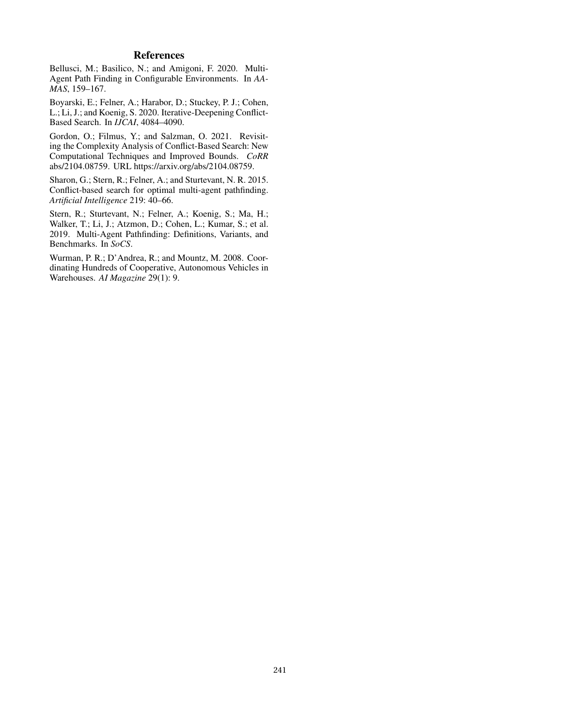## References

Bellusci, M.; Basilico, N.; and Amigoni, F. 2020. Multi-Agent Path Finding in Configurable Environments. In *AAMAS*, 159–167.

Boyarski, E.; Felner, A.; Harabor, D.; Stuckey, P. J.; Cohen, L.; Li, J.; and Koenig, S. 2020. Iterative-Deepening Conflict-Based Search. In *IJCAI*, 4084–4090.

Gordon, O.; Filmus, Y.; and Salzman, O. 2021. Revisiting the Complexity Analysis of Conflict-Based Search: New Computational Techniques and Improved Bounds. *CoRR* abs/2104.08759. URL https://arxiv.org/abs/2104.08759.

Sharon, G.; Stern, R.; Felner, A.; and Sturtevant, N. R. 2015. Conflict-based search for optimal multi-agent pathfinding. *Artificial Intelligence* 219: 40–66.

Stern, R.; Sturtevant, N.; Felner, A.; Koenig, S.; Ma, H.; Walker, T.; Li, J.; Atzmon, D.; Cohen, L.; Kumar, S.; et al. 2019. Multi-Agent Pathfinding: Definitions, Variants, and Benchmarks. In *SoCS*.

Wurman, P. R.; D'Andrea, R.; and Mountz, M. 2008. Coordinating Hundreds of Cooperative, Autonomous Vehicles in Warehouses. *AI Magazine* 29(1): 9.